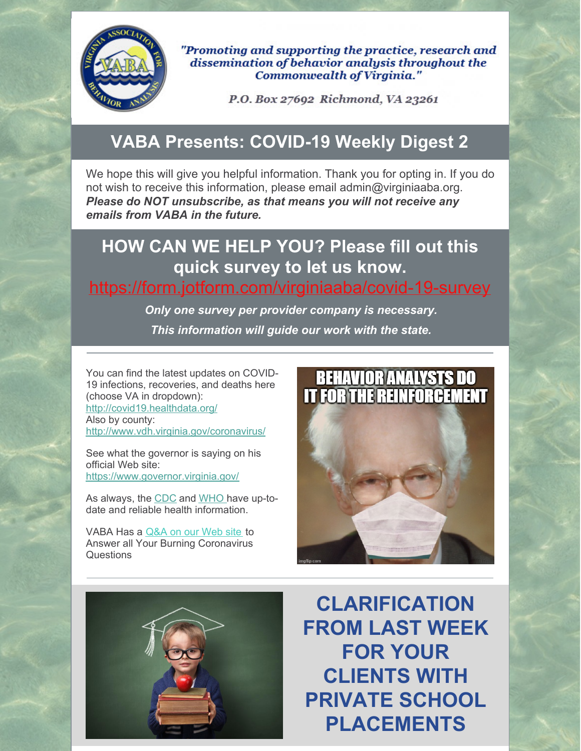"Promoting and supporting the practice, research and dissemination of behavior analysis throughout the Commonwealth of Virginia."

P.O. Box 27692 Richmond, VA 23261

# VABA Presents: COVID-19 Weekly Digest 2

We hope this will give you helpful information. Thank you for opting in. If you do not wish to receive this information, please email admin@virginiaaba.org. ***Please do NOT unsubscribe, as that means you will not receive any emails from VABA in the future.***

## HOW CAN WE HELP YOU? Please fill out this quick survey to let us know.

https://form.jotform.com/virginiaaba/covid-19-survey

***Only one survey per provider company is necessary.***

***This information will guide our work with the state.***

---

You can find the latest updates on COVID-19 infections, recoveries, and deaths here (choose VA in dropdown): http://covid19.healthdata.org/
Also by county: http://www.vdh.virginia.gov/coronavirus/

See what the governor is saying on his official Web site: https://www.governor.virginia.gov/

As always, the CDC and WHO have up-to-date and reliable health information.

VABA Has a Q&A on our Web site to Answer all Your Burning Coronavirus Questions

---

## CLARIFICATION FROM LAST WEEK FOR YOUR CLIENTS WITH PRIVATE SCHOOL PLACEMENTS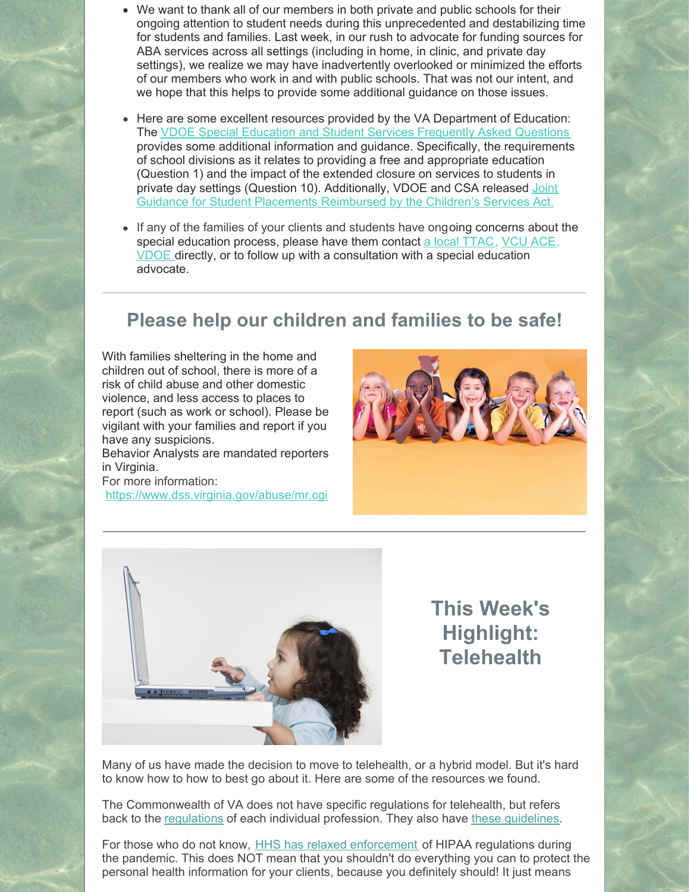- We want to thank all of our members in both private and public schools for their ongoing attention to student needs during this unprecedented and destabilizing time for students and families. Last week, in our rush to advocate for funding sources for ABA services across all settings (including in home, in clinic, and private day settings), we realize we may have inadvertently overlooked or minimized the efforts of our members who work in and with public schools. That was not our intent, and we hope that this helps to provide some additional guidance on those issues.

- Here are some excellent resources provided by the VA Department of Education: The VDOE Special Education and Student Services Frequently Asked Questions provides some additional information and guidance. Specifically, the requirements of school divisions as it relates to providing a free and appropriate education (Question 1) and the impact of the extended closure on services to students in private day settings (Question 10). Additionally, VDOE and CSA released Joint Guidance for Student Placements Reimbursed by the Children's Services Act.

- If any of the families of your clients and students have ongoing concerns about the special education process, please have them contact a local TTAC, VCU ACE, VDOE directly, or to follow up with a consultation with a special education advocate.

---

## Please help our children and families to be safe!

With families sheltering in the home and children out of school, there is more of a risk of child abuse and other domestic violence, and less access to places to report (such as work or school). Please be vigilant with your families and report if you have any suspicions.
Behavior Analysts are mandated reporters in Virginia.
For more information:
https://www.dss.virginia.gov/abuse/mr.cgi

---

## This Week's Highlight: Telehealth

Many of us have made the decision to move to telehealth, or a hybrid model. But it's hard to know how to how to best go about it. Here are some of the resources we found.

The Commonwealth of VA does not have specific regulations for telehealth, but refers back to the regulations of each individual profession. They also have these guidelines.

For those who do not know, HHS has relaxed enforcement of HIPAA regulations during the pandemic. This does NOT mean that you shouldn't do everything you can to protect the personal health information for your clients, because you definitely should! It just means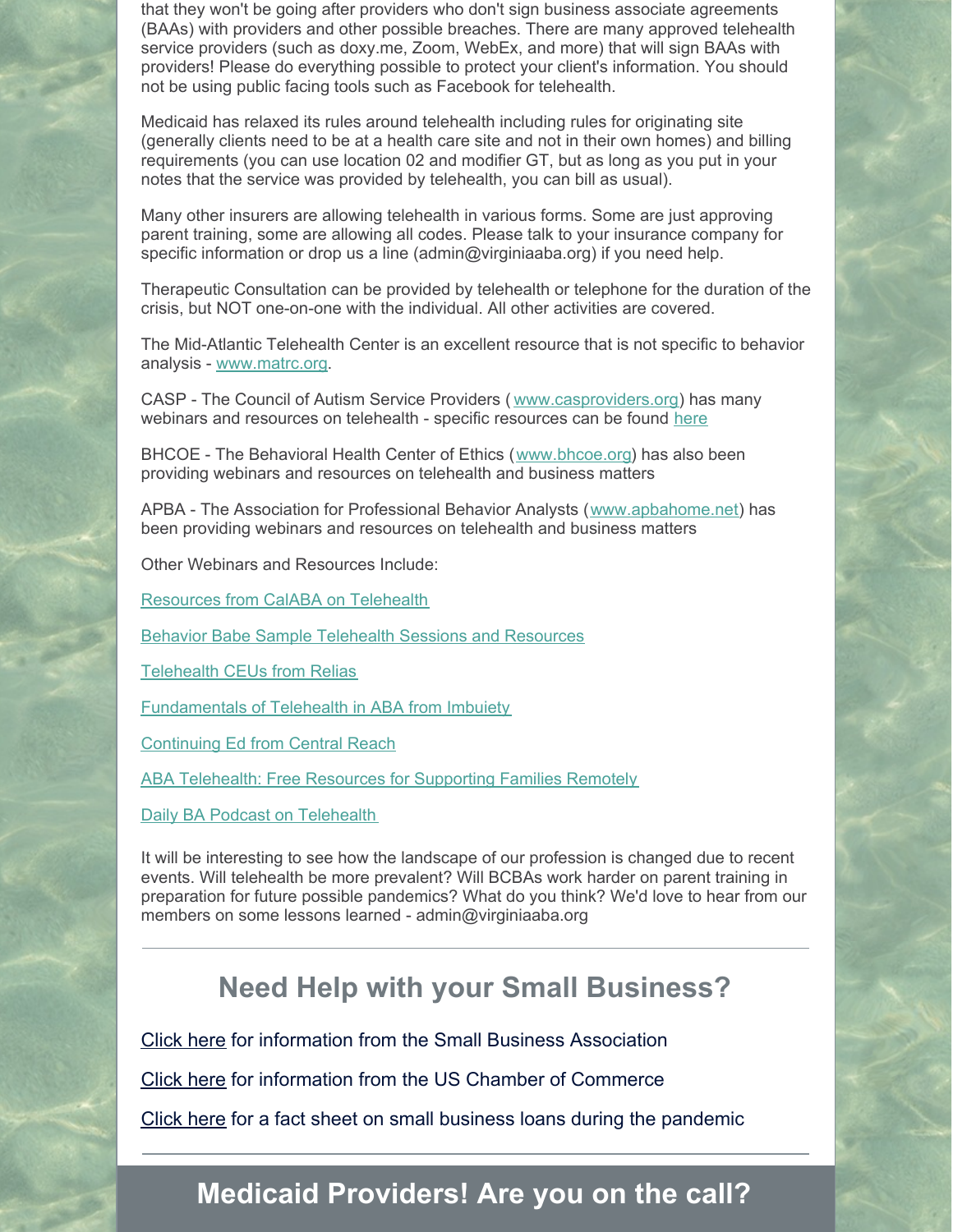that they won't be going after providers who don't sign business associate agreements (BAAs) with providers and other possible breaches. There are many approved telehealth service providers (such as doxy.me, Zoom, WebEx, and more) that will sign BAAs with providers! Please do everything possible to protect your client's information. You should not be using public facing tools such as Facebook for telehealth.

Medicaid has relaxed its rules around telehealth including rules for originating site (generally clients need to be at a health care site and not in their own homes) and billing requirements (you can use location 02 and modifier GT, but as long as you put in your notes that the service was provided by telehealth, you can bill as usual).

Many other insurers are allowing telehealth in various forms. Some are just approving parent training, some are allowing all codes. Please talk to your insurance company for specific information or drop us a line (admin@virginiaaba.org) if you need help.

Therapeutic Consultation can be provided by telehealth or telephone for the duration of the crisis, but NOT one-on-one with the individual. All other activities are covered.

The Mid-Atlantic Telehealth Center is an excellent resource that is not specific to behavior analysis - www.matrc.org.

CASP - The Council of Autism Service Providers (www.casproviders.org) has many webinars and resources on telehealth - specific resources can be found here

BHCOE - The Behavioral Health Center of Ethics (www.bhcoe.org) has also been providing webinars and resources on telehealth and business matters

APBA - The Association for Professional Behavior Analysts (www.apbahome.net) has been providing webinars and resources on telehealth and business matters

Other Webinars and Resources Include:

Resources from CalABA on Telehealth

Behavior Babe Sample Telehealth Sessions and Resources

Telehealth CEUs from Relias

Fundamentals of Telehealth in ABA from Imbuiety

Continuing Ed from Central Reach

ABA Telehealth: Free Resources for Supporting Families Remotely

Daily BA Podcast on Telehealth

It will be interesting to see how the landscape of our profession is changed due to recent events. Will telehealth be more prevalent? Will BCBAs work harder on parent training in preparation for future possible pandemics? What do you think? We'd love to hear from our members on some lessons learned - admin@virginiaaba.org

---

## Need Help with your Small Business?

Click here for information from the Small Business Association

Click here for information from the US Chamber of Commerce

Click here for a fact sheet on small business loans during the pandemic

---

## Medicaid Providers! Are you on the call?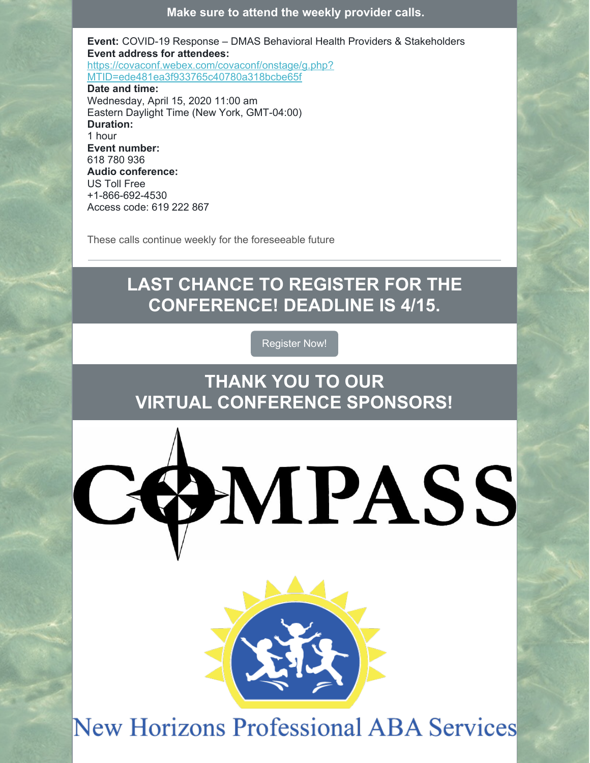**Make sure to attend the weekly provider calls.**

**Event:** COVID-19 Response – DMAS Behavioral Health Providers & Stakeholders
**Event address for attendees:**
https://covaconf.webex.com/covaconf/onstage/g.php?MTID=ede481ea3f933765c40780a318bcbe65f
**Date and time:**
Wednesday, April 15, 2020 11:00 am
Eastern Daylight Time (New York, GMT-04:00)
**Duration:**
1 hour
**Event number:**
618 780 936
**Audio conference:**
US Toll Free
+1-866-692-4530
Access code: 619 222 867

These calls continue weekly for the foreseeable future

---

## LAST CHANCE TO REGISTER FOR THE CONFERENCE! DEADLINE IS 4/15.

Register Now!

## THANK YOU TO OUR VIRTUAL CONFERENCE SPONSORS!

COMPASS

New Horizons Professional ABA Services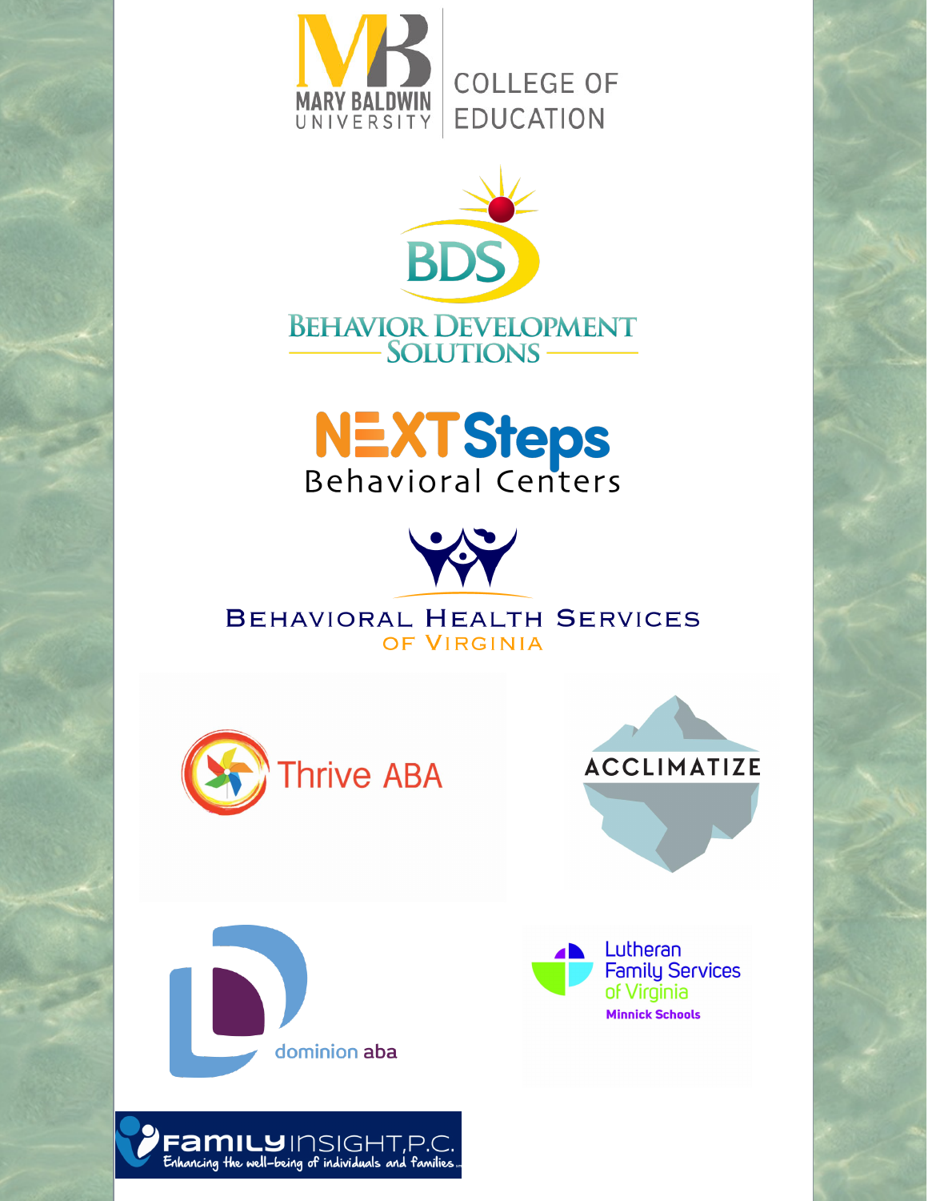MARY BALDWIN UNIVERSITY COLLEGE OF EDUCATION

BDS BEHAVIOR DEVELOPMENT SOLUTIONS

NEXT Steps Behavioral Centers

BEHAVIORAL HEALTH SERVICES OF VIRGINIA

Thrive ABA

ACCLIMATIZE

dominion aba

Lutheran Family Services of Virginia
Minnick Schools

FAMILY INSIGHT, P.C.
Enhancing the well-being of individuals and families...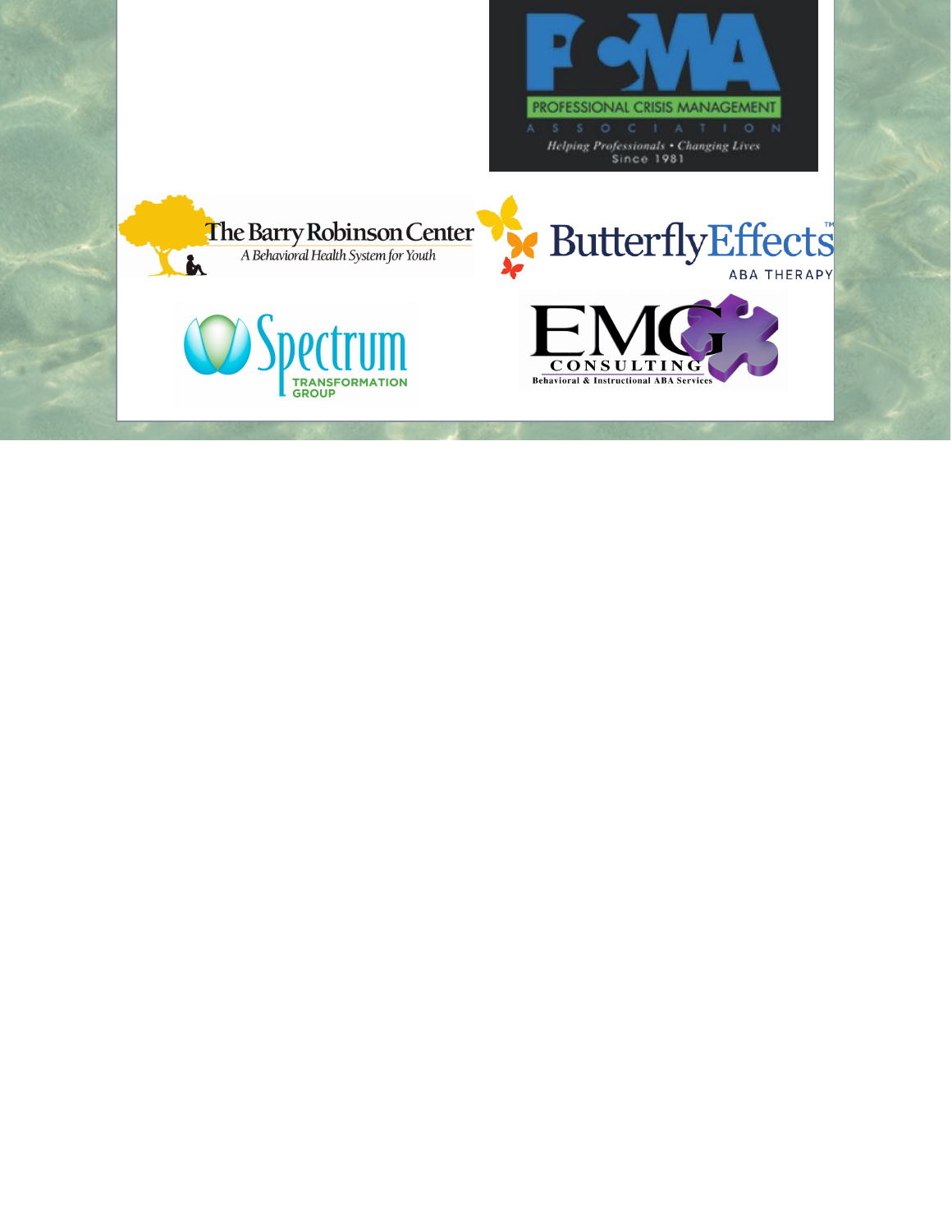PCMA

PROFESSIONAL CRISIS MANAGEMENT

ASSOCIATION

Helping Professionals • Changing Lives

Since 1981

The Barry Robinson Center

A Behavioral Health System for Youth

ButterflyEffects™

ABA THERAPY

Spectrum

TRANSFORMATION GROUP

EMG

CONSULTING

Behavioral & Instructional ABA Services